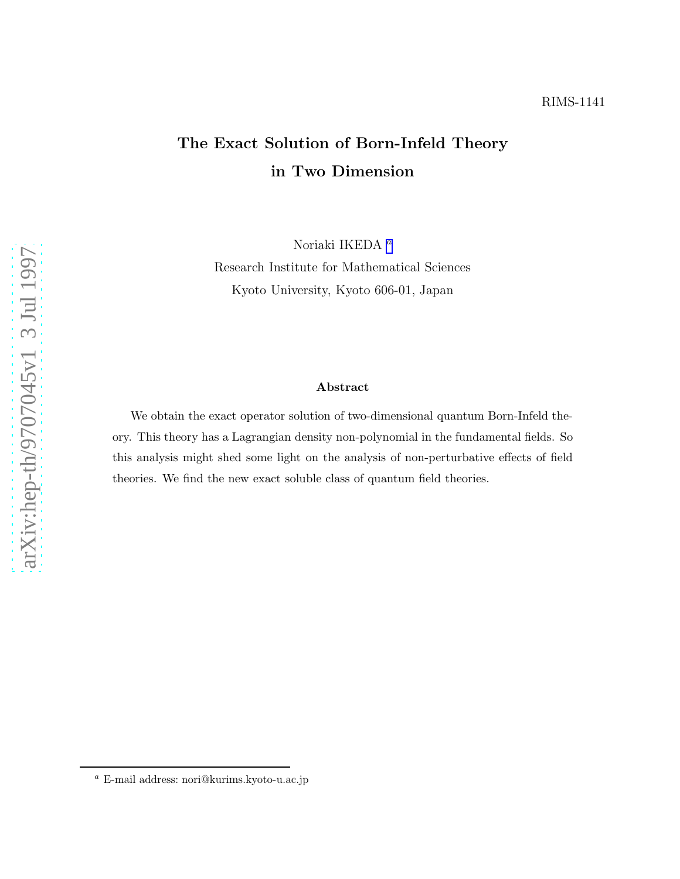RIMS-1141

# The Exact Solution of Born-Infeld Theory in Two Dimension

Noriaki IKEDA [a]

Research Institute for Mathematical Sciences

Kyoto University, Kyoto 606-01, Japan

### Abstract

We obtain the exact operator solution of two-dimensional quantum Born-Infeld theory. This theory has a Lagrangian density non-polynomial in the fundamental fields. So this analysis might shed some light on the analysis of non-perturbative effects of field theories. We find the new exact soluble class of quantum field theories.

---

[a] E-mail address: nori@kurims.kyoto-u.ac.jp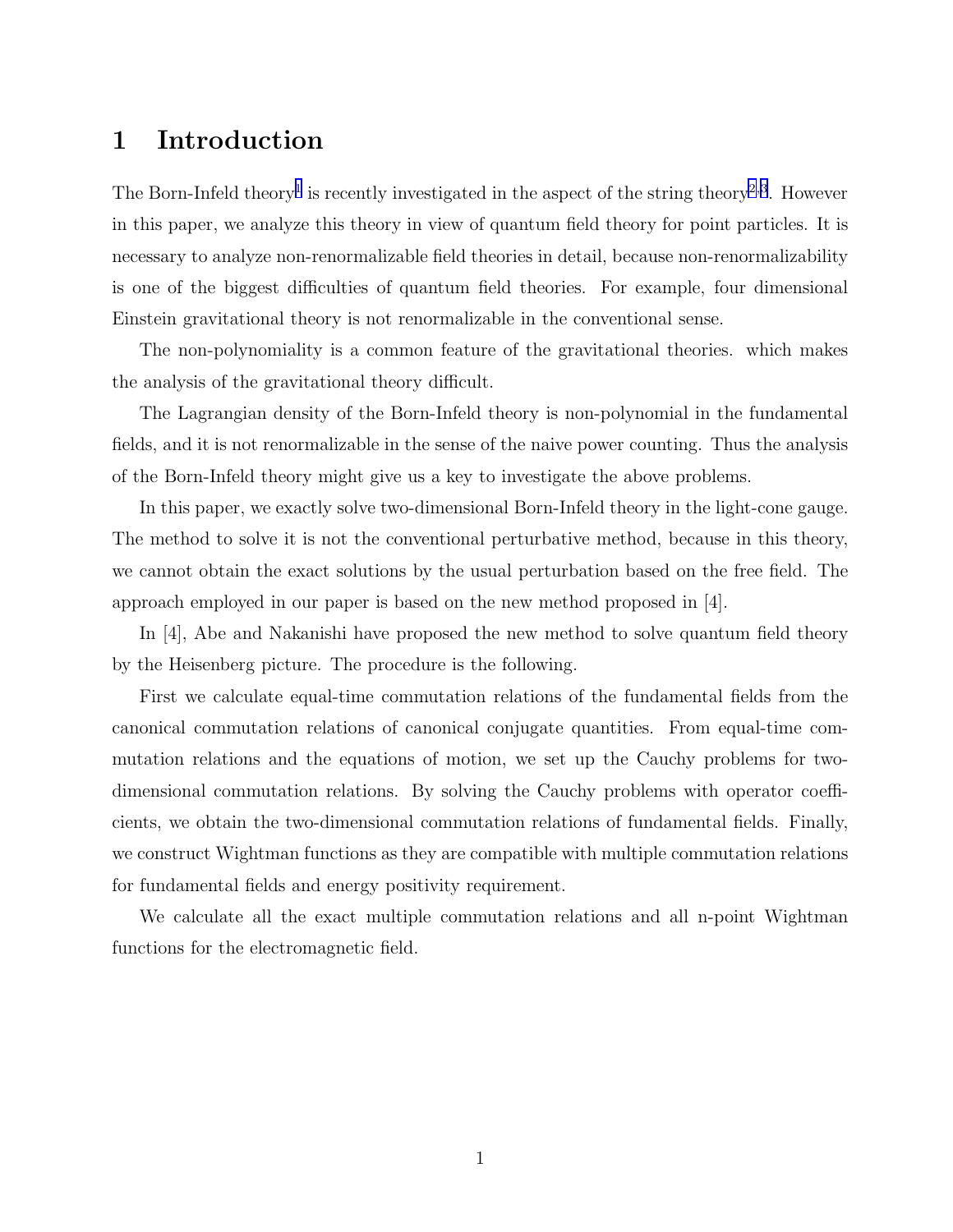# 1 Introduction

The Born-Infeld theory[1] is recently investigated in the aspect of the string theory[2,3]. However in this paper, we analyze this theory in view of quantum field theory for point particles. It is necessary to analyze non-renormalizable field theories in detail, because non-renormalizability is one of the biggest difficulties of quantum field theories. For example, four dimensional Einstein gravitational theory is not renormalizable in the conventional sense.

The non-polynomiality is a common feature of the gravitational theories. which makes the analysis of the gravitational theory difficult.

The Lagrangian density of the Born-Infeld theory is non-polynomial in the fundamental fields, and it is not renormalizable in the sense of the naive power counting. Thus the analysis of the Born-Infeld theory might give us a key to investigate the above problems.

In this paper, we exactly solve two-dimensional Born-Infeld theory in the light-cone gauge. The method to solve it is not the conventional perturbative method, because in this theory, we cannot obtain the exact solutions by the usual perturbation based on the free field. The approach employed in our paper is based on the new method proposed in [4].

In [4], Abe and Nakanishi have proposed the new method to solve quantum field theory by the Heisenberg picture. The procedure is the following.

First we calculate equal-time commutation relations of the fundamental fields from the canonical commutation relations of canonical conjugate quantities. From equal-time commutation relations and the equations of motion, we set up the Cauchy problems for two-dimensional commutation relations. By solving the Cauchy problems with operator coefficients, we obtain the two-dimensional commutation relations of fundamental fields. Finally, we construct Wightman functions as they are compatible with multiple commutation relations for fundamental fields and energy positivity requirement.

We calculate all the exact multiple commutation relations and all n-point Wightman functions for the electromagnetic field.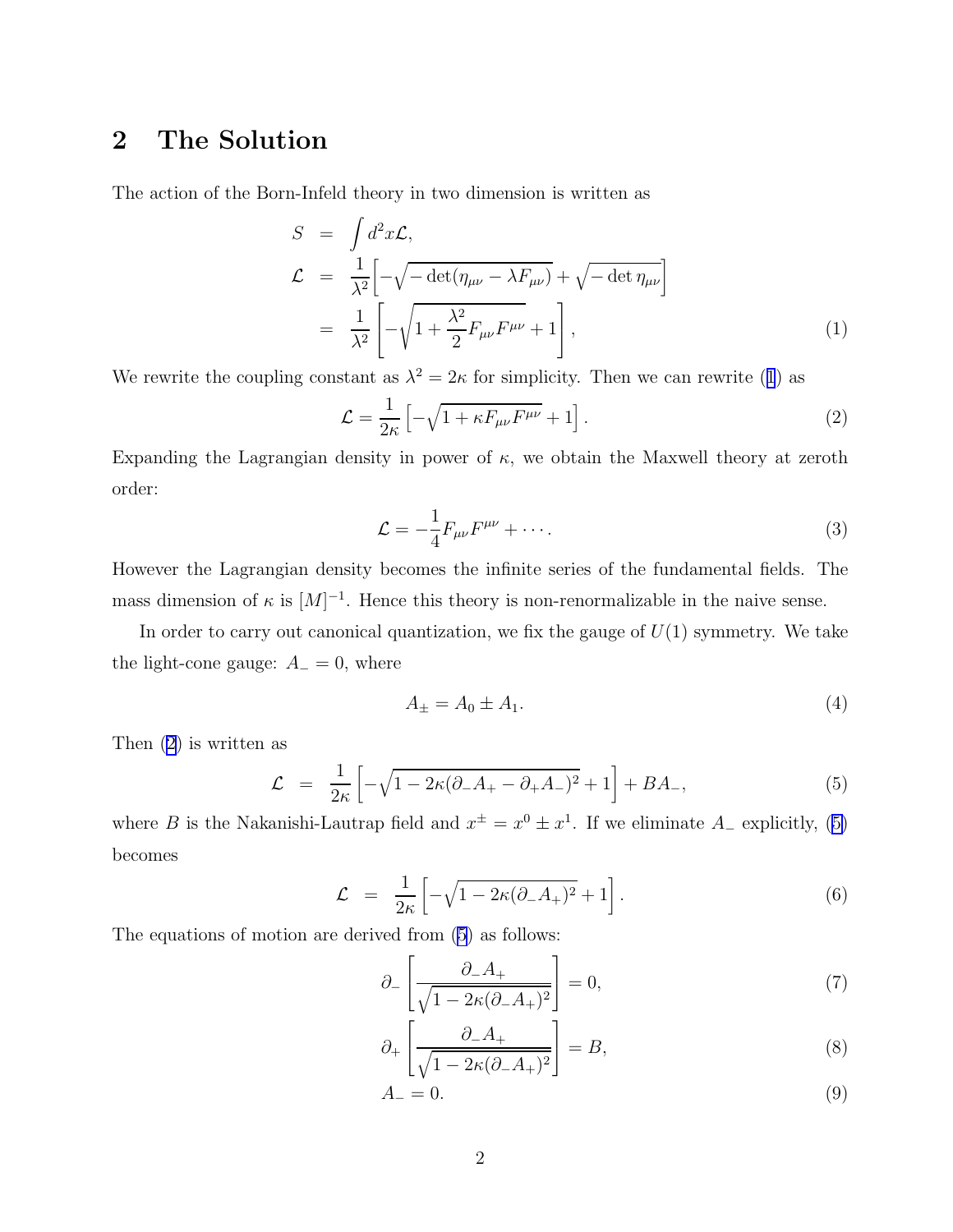## 2 The Solution

The action of the Born-Infeld theory in two dimension is written as

$$
\begin{aligned}
S &= \int d^2x \mathcal{L}, \\
\mathcal{L} &= \frac{1}{\lambda^2}\Big[-\sqrt{-\det(\eta_{\mu\nu} - \lambda F_{\mu\nu})} + \sqrt{-\det \eta_{\mu\nu}}\Big] \\
&= \frac{1}{\lambda^2}\left[-\sqrt{1 + \frac{\lambda^2}{2} F_{\mu\nu}F^{\mu\nu}} + 1\right], \qquad (1)
\end{aligned}
$$

We rewrite the coupling constant as $\lambda^2 = 2\kappa$ for simplicity. Then we can rewrite (1) as

$$
\mathcal{L} = \frac{1}{2\kappa}\left[-\sqrt{1 + \kappa F_{\mu\nu}F^{\mu\nu}} + 1\right]. \qquad (2)
$$

Expanding the Lagrangian density in power of $\kappa$, we obtain the Maxwell theory at zeroth order:

$$
\mathcal{L} = -\frac{1}{4} F_{\mu\nu}F^{\mu\nu} + \cdots. \qquad (3)
$$

However the Lagrangian density becomes the infinite series of the fundamental fields. The mass dimension of $\kappa$ is $[M]^{-1}$. Hence this theory is non-renormalizable in the naive sense.

In order to carry out canonical quantization, we fix the gauge of $U(1)$ symmetry. We take the light-cone gauge: $A_- = 0$, where

$$
A_\pm = A_0 \pm A_1. \qquad (4)
$$

Then (2) is written as

$$
\mathcal{L} = \frac{1}{2\kappa}\left[-\sqrt{1 - 2\kappa(\partial_- A_+ - \partial_+ A_-)^2} + 1\right] + BA_-, \qquad (5)
$$

where $B$ is the Nakanishi-Lautrap field and $x^\pm = x^0 \pm x^1$. If we eliminate $A_-$ explicitly, (5) becomes

$$
\mathcal{L} = \frac{1}{2\kappa}\left[-\sqrt{1 - 2\kappa(\partial_- A_+)^2} + 1\right]. \qquad (6)
$$

The equations of motion are derived from (5) as follows:

$$
\partial_-\left[\frac{\partial_- A_+}{\sqrt{1 - 2\kappa(\partial_- A_+)^2}}\right] = 0, \qquad (7)
$$

$$
\partial_+\left[\frac{\partial_- A_+}{\sqrt{1 - 2\kappa(\partial_- A_+)^2}}\right] = B, \qquad (8)
$$

$$
A_- = 0. \qquad (9)
$$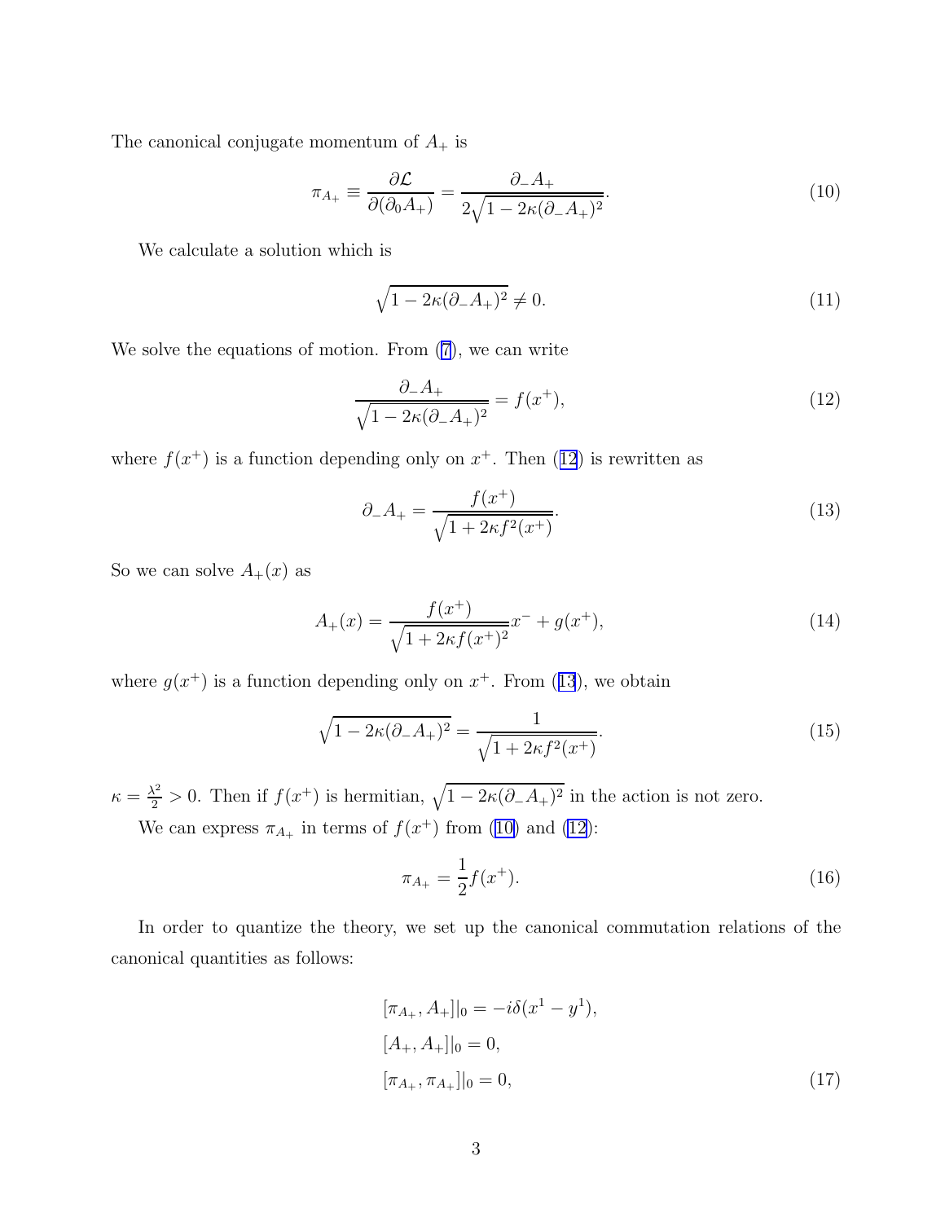The canonical conjugate momentum of $A_+$ is

$$\pi_{A_+} \equiv \frac{\partial \mathcal{L}}{\partial(\partial_0 A_+)} = \frac{\partial_- A_+}{2\sqrt{1 - 2\kappa(\partial_- A_+)^2}}. \tag{10}$$

We calculate a solution which is

$$\sqrt{1 - 2\kappa(\partial_- A_+)^2} \neq 0. \tag{11}$$

We solve the equations of motion. From (7), we can write

$$\frac{\partial_- A_+}{\sqrt{1 - 2\kappa(\partial_- A_+)^2}} = f(x^+), \tag{12}$$

where $f(x^+)$ is a function depending only on $x^+$. Then (12) is rewritten as

$$\partial_- A_+ = \frac{f(x^+)}{\sqrt{1 + 2\kappa f^2(x^+)}}. \tag{13}$$

So we can solve $A_+(x)$ as

$$A_+(x) = \frac{f(x^+)}{\sqrt{1 + 2\kappa f(x^+)^2}} x^- + g(x^+), \tag{14}$$

where $g(x^+)$ is a function depending only on $x^+$. From (13), we obtain

$$\sqrt{1 - 2\kappa(\partial_- A_+)^2} = \frac{1}{\sqrt{1 + 2\kappa f^2(x^+)}}. \tag{15}$$

$\kappa = \frac{\lambda^2}{2} > 0$. Then if $f(x^+)$ is hermitian, $\sqrt{1 - 2\kappa(\partial_- A_+)^2}$ in the action is not zero.

We can express $\pi_{A_+}$ in terms of $f(x^+)$ from (10) and (12):

$$\pi_{A_+} = \frac{1}{2} f(x^+). \tag{16}$$

In order to quantize the theory, we set up the canonical commutation relations of the canonical quantities as follows:

$$\begin{aligned}
&[\pi_{A_+}, A_+]|_0 = -i\delta(x^1 - y^1), \\
&[A_+, A_+]|_0 = 0, \\
&[\pi_{A_+}, \pi_{A_+}]|_0 = 0,
\end{aligned} \tag{17}$$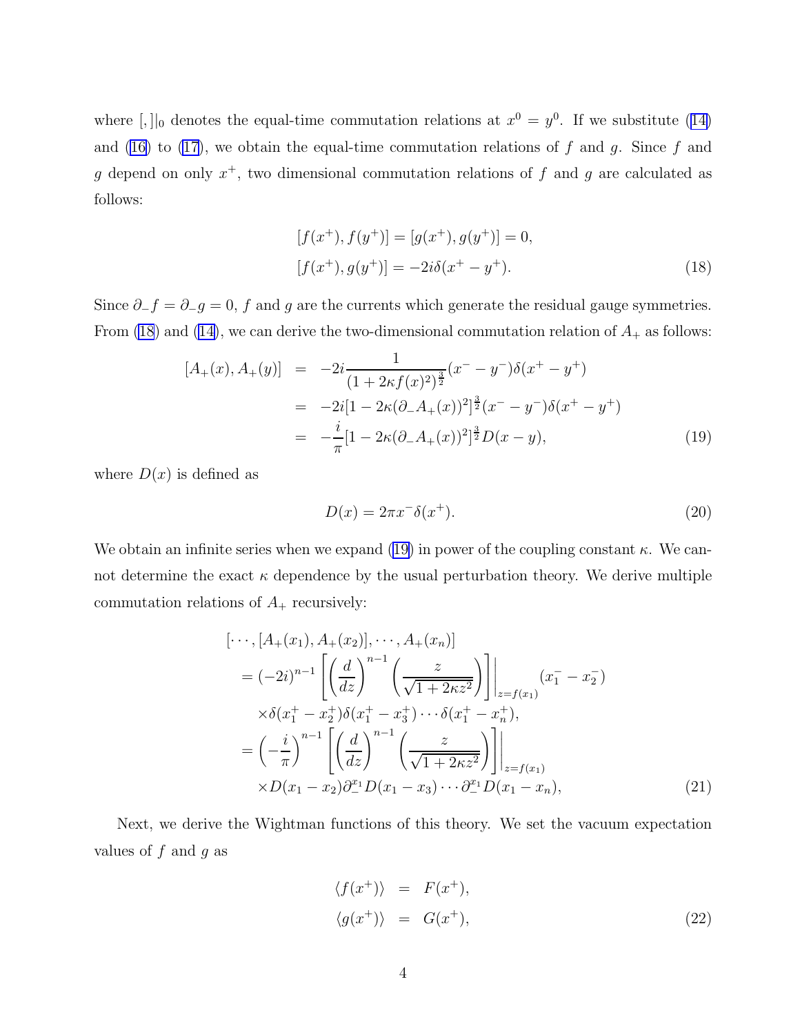where $[,]|_0$ denotes the equal-time commutation relations at $x^0 = y^0$. If we substitute (14) and (16) to (17), we obtain the equal-time commutation relations of $f$ and $g$. Since $f$ and $g$ depend on only $x^+$, two dimensional commutation relations of $f$ and $g$ are calculated as follows:

$$
\begin{aligned}
&[f(x^+), f(y^+)] = [g(x^+), g(y^+)] = 0, \\
&[f(x^+), g(y^+)] = -2i\delta(x^+ - y^+).
\end{aligned}
\tag{18}
$$

Since $\partial_- f = \partial_- g = 0$, $f$ and $g$ are the currents which generate the residual gauge symmetries. From (18) and (14), we can derive the two-dimensional commutation relation of $A_+$ as follows:

$$
\begin{aligned}
[A_+(x), A_+(y)] &= -2i\frac{1}{(1+2\kappa f(x)^2)^{\frac{3}{2}}}(x^- - y^-)\delta(x^+ - y^+) \\
&= -2i[1 - 2\kappa(\partial_- A_+(x))^2]^{\frac{3}{2}}(x^- - y^-)\delta(x^+ - y^+) \\
&= -\frac{i}{\pi}[1 - 2\kappa(\partial_- A_+(x))^2]^{\frac{3}{2}} D(x-y),
\end{aligned}
\tag{19}
$$

where $D(x)$ is defined as

$$
D(x) = 2\pi x^- \delta(x^+). \tag{20}
$$

We obtain an infinite series when we expand (19) in power of the coupling constant $\kappa$. We cannot determine the exact $\kappa$ dependence by the usual perturbation theory. We derive multiple commutation relations of $A_+$ recursively:

$$
\begin{aligned}
&[\cdots,[A_+(x_1), A_+(x_2)], \cdots, A_+(x_n)] \\
&= (-2i)^{n-1}\left[\left(\frac{d}{dz}\right)^{n-1}\left(\frac{z}{\sqrt{1+2\kappa z^2}}\right)\right]\Bigg|_{z=f(x_1)}(x_1^- - x_2^-) \\
&\quad \times \delta(x_1^+ - x_2^+)\delta(x_1^+ - x_3^+)\cdots\delta(x_1^+ - x_n^+), \\
&= \left(-\frac{i}{\pi}\right)^{n-1}\left[\left(\frac{d}{dz}\right)^{n-1}\left(\frac{z}{\sqrt{1+2\kappa z^2}}\right)\right]\Bigg|_{z=f(x_1)} \\
&\quad \times D(x_1 - x_2)\partial_-^{x_1}D(x_1 - x_3)\cdots\partial_-^{x_1}D(x_1 - x_n),
\end{aligned}
\tag{21}
$$

Next, we derive the Wightman functions of this theory. We set the vacuum expectation values of $f$ and $g$ as

$$
\begin{aligned}
\langle f(x^+)\rangle &= F(x^+), \\
\langle g(x^+)\rangle &= G(x^+),
\end{aligned}
\tag{22}
$$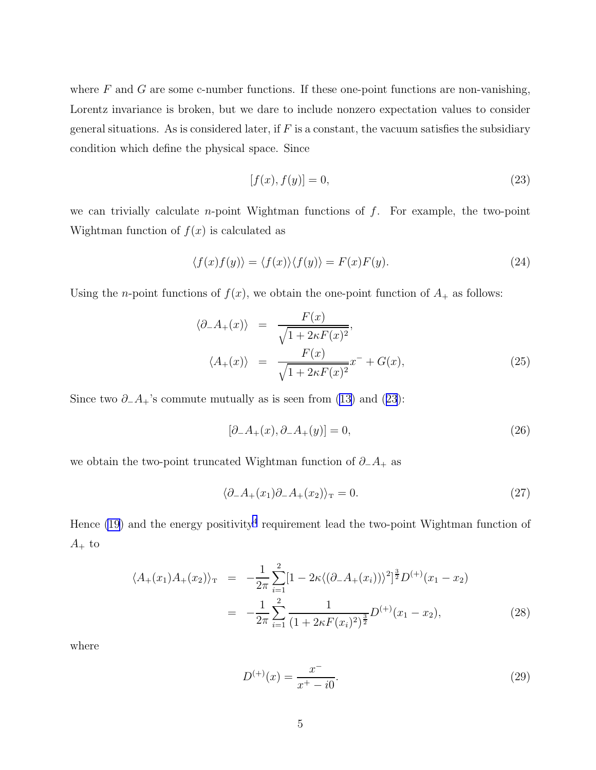where $F$ and $G$ are some c-number functions. If these one-point functions are non-vanishing, Lorentz invariance is broken, but we dare to include nonzero expectation values to consider general situations. As is considered later, if $F$ is a constant, the vacuum satisfies the subsidiary condition which define the physical space. Since

$$[f(x), f(y)] = 0, \tag{23}$$

we can trivially calculate $n$-point Wightman functions of $f$. For example, the two-point Wightman function of $f(x)$ is calculated as

$$\langle f(x)f(y)\rangle = \langle f(x)\rangle\langle f(y)\rangle = F(x)F(y). \tag{24}$$

Using the $n$-point functions of $f(x)$, we obtain the one-point function of $A_+$ as follows:

$$\begin{aligned}
\langle \partial_- A_+(x)\rangle &= \frac{F(x)}{\sqrt{1+2\kappa F(x)^2}}, \\
\langle A_+(x)\rangle &= \frac{F(x)}{\sqrt{1+2\kappa F(x)^2}}x^- + G(x),
\end{aligned} \tag{25}$$

Since two $\partial_- A_+$'s commute mutually as is seen from (13) and (23):

$$[\partial_- A_+(x), \partial_- A_+(y)] = 0, \tag{26}$$

we obtain the two-point truncated Wightman function of $\partial_- A_+$ as

$$\langle \partial_- A_+(x_1)\partial_- A_+(x_2)\rangle_{\mathrm{T}} = 0. \tag{27}$$

Hence (19) and the energy positivity[4] requirement lead the two-point Wightman function of $A_+$ to

$$\begin{aligned}
\langle A_+(x_1)A_+(x_2)\rangle_{\mathrm{T}} &= -\frac{1}{2\pi}\sum_{i=1}^{2}[1-2\kappa\langle(\partial_- A_+(x_i))\rangle^2]^{\frac{3}{2}}D^{(+)}(x_1-x_2) \\
&= -\frac{1}{2\pi}\sum_{i=1}^{2}\frac{1}{(1+2\kappa F(x_i)^2)^{\frac{3}{2}}}D^{(+)}(x_1-x_2),
\end{aligned} \tag{28}$$

where

$$D^{(+)}(x) = \frac{x^-}{x^+ - i0}. \tag{29}$$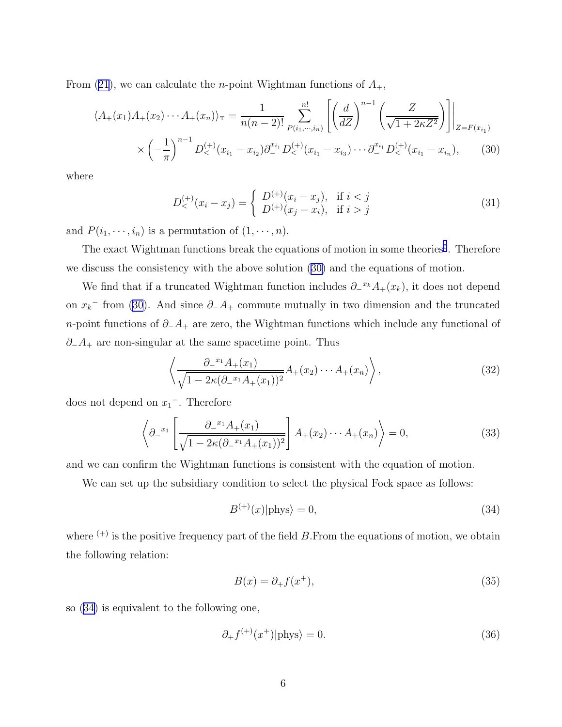From (21), we can calculate the $n$-point Wightman functions of $A_+$,

$$\langle A_+(x_1)A_+(x_2)\cdots A_+(x_n)\rangle_{\rm T} = \frac{1}{n(n-2)!}\sum_{P(i_1,\cdots,i_n)}^{n!}\left[\left(\frac{d}{dZ}\right)^{n-1}\left(\frac{Z}{\sqrt{1+2\kappa Z^2}}\right)\right]\Bigg|_{Z=F(x_{i_1})}$$
$$\times\left(-\frac{1}{\pi}\right)^{n-1} D_<^{(+)}(x_{i_1}-x_{i_2})\partial_-^{x_{i_1}} D_<^{(+)}(x_{i_1}-x_{i_3})\cdots\partial_-^{x_{i_1}} D_<^{(+)}(x_{i_1}-x_{i_n}), \qquad (30)$$

where

$$D_<^{(+)}(x_i-x_j) = \begin{cases} D^{(+)}(x_i-x_j), & \text{if } i<j \\ D^{(+)}(x_j-x_i), & \text{if } i>j \end{cases} \qquad (31)$$

and $P(i_1,\cdots,i_n)$ is a permutation of $(1,\cdots,n)$.

The exact Wightman functions break the equations of motion in some theories[5]. Therefore we discuss the consistency with the above solution (30) and the equations of motion.

We find that if a truncated Wightman function includes $\partial_-{}^{x_k}A_+(x_k)$, it does not depend on ${x_k}^-$ from (30). And since $\partial_-A_+$ commute mutually in two dimension and the truncated $n$-point functions of $\partial_-A_+$ are zero, the Wightman functions which include any functional of $\partial_-A_+$ are non-singular at the same spacetime point. Thus

$$\left\langle \frac{\partial_-{}^{x_1}A_+(x_1)}{\sqrt{1-2\kappa(\partial_-{}^{x_1}A_+(x_1))^2}}A_+(x_2)\cdots A_+(x_n)\right\rangle, \qquad (32)$$

does not depend on ${x_1}^-$. Therefore

$$\left\langle \partial_-{}^{x_1}\left[\frac{\partial_-{}^{x_1}A_+(x_1)}{\sqrt{1-2\kappa(\partial_-{}^{x_1}A_+(x_1))^2}}\right]A_+(x_2)\cdots A_+(x_n)\right\rangle = 0, \qquad (33)$$

and we can confirm the Wightman functions is consistent with the equation of motion.

We can set up the subsidiary condition to select the physical Fock space as follows:

$$B^{(+)}(x)|\text{phys}\rangle = 0, \qquad (34)$$

where ${}^{(+)}$ is the positive frequency part of the field $B$.From the equations of motion, we obtain the following relation:

$$B(x) = \partial_+ f(x^+), \qquad (35)$$

so (34) is equivalent to the following one,

$$\partial_+ f^{(+)}(x^+)|\text{phys}\rangle = 0. \qquad (36)$$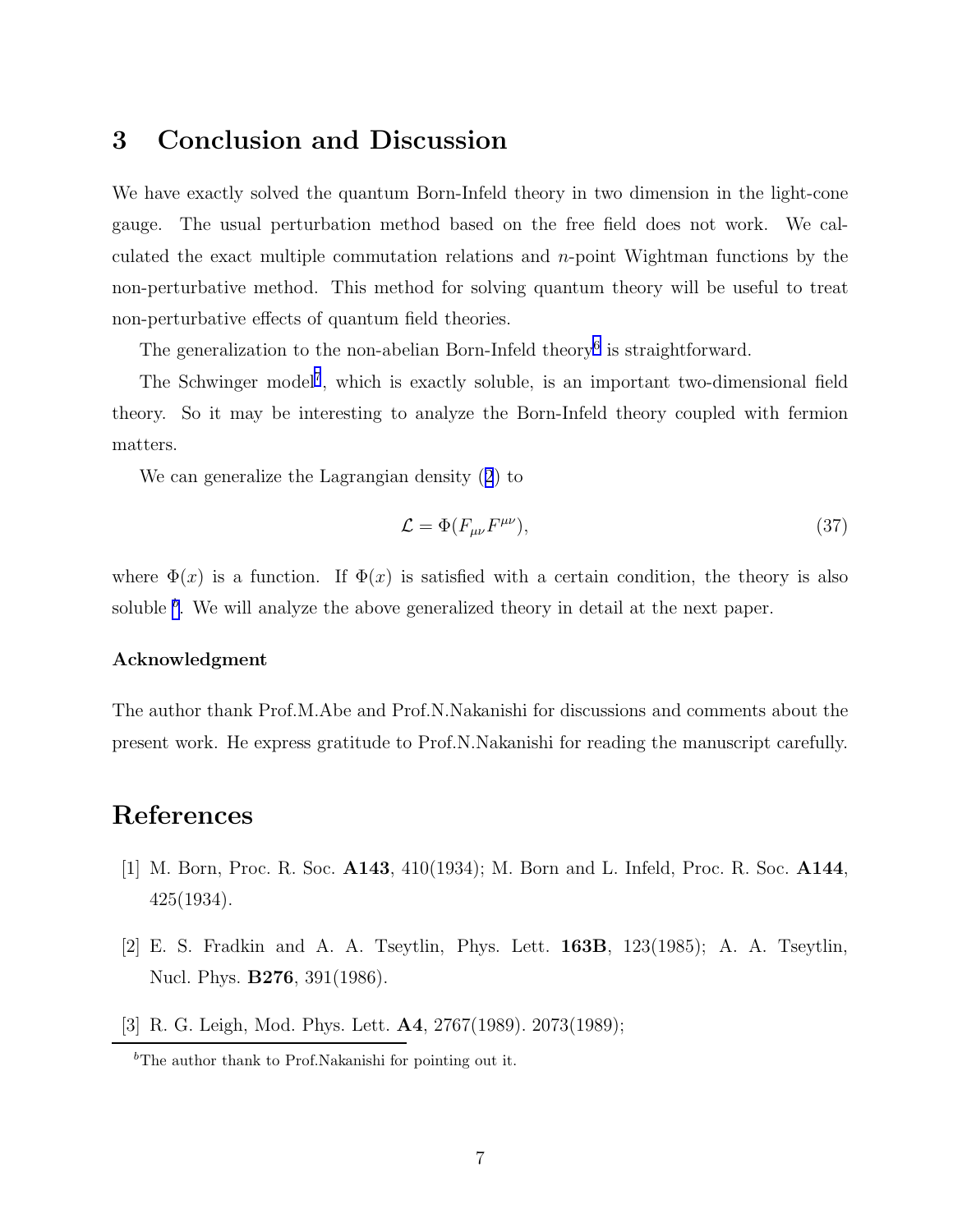## 3 Conclusion and Discussion

We have exactly solved the quantum Born-Infeld theory in two dimension in the light-cone gauge. The usual perturbation method based on the free field does not work. We calculated the exact multiple commutation relations and $n$-point Wightman functions by the non-perturbative method. This method for solving quantum theory will be useful to treat non-perturbative effects of quantum field theories.

The generalization to the non-abelian Born-Infeld theory[6] is straightforward.

The Schwinger model[7], which is exactly soluble, is an important two-dimensional field theory. So it may be interesting to analyze the Born-Infeld theory coupled with fermion matters.

We can generalize the Lagrangian density (2) to

$$\mathcal{L} = \Phi(F_{\mu\nu}F^{\mu\nu}), \tag{37}$$

where $\Phi(x)$ is a function. If $\Phi(x)$ is satisfied with a certain condition, the theory is also soluble [b]. We will analyze the above generalized theory in detail at the next paper.

**Acknowledgment**

The author thank Prof.M.Abe and Prof.N.Nakanishi for discussions and comments about the present work. He express gratitude to Prof.N.Nakanishi for reading the manuscript carefully.

## References

[1] M. Born, Proc. R. Soc. **A143**, 410(1934); M. Born and L. Infeld, Proc. R. Soc. **A144**, 425(1934).

[2] E. S. Fradkin and A. A. Tseytlin, Phys. Lett. **163B**, 123(1985); A. A. Tseytlin, Nucl. Phys. **B276**, 391(1986).

[3] R. G. Leigh, Mod. Phys. Lett. **A4**, 2767(1989). 2073(1989);

---

[b] The author thank to Prof.Nakanishi for pointing out it.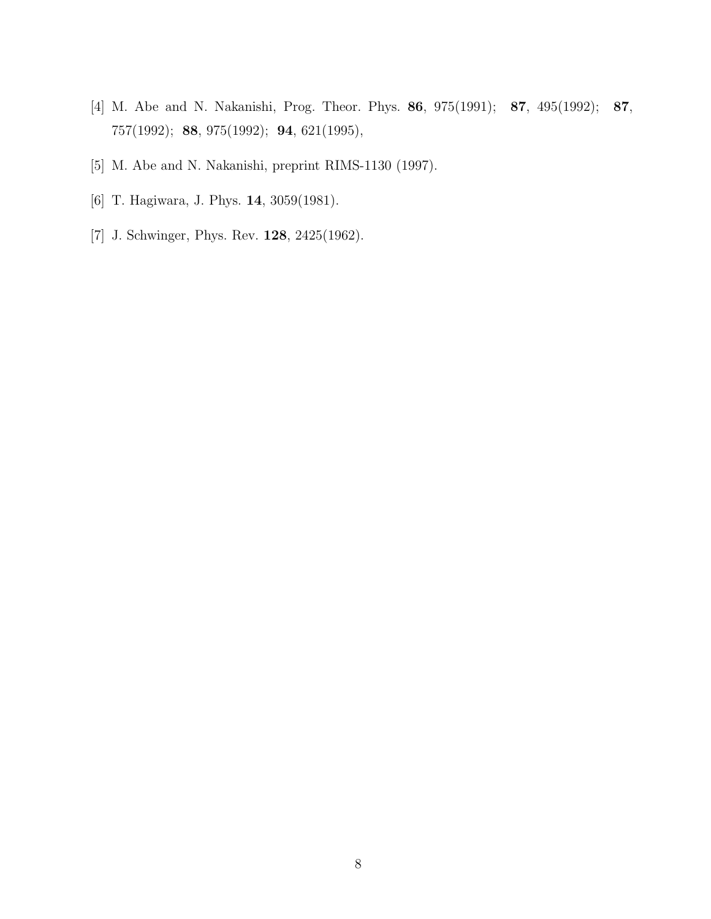[4] M. Abe and N. Nakanishi, Prog. Theor. Phys. **86**, 975(1991); **87**, 495(1992); **87**, 757(1992); **88**, 975(1992); **94**, 621(1995),

[5] M. Abe and N. Nakanishi, preprint RIMS-1130 (1997).

[6] T. Hagiwara, J. Phys. **14**, 3059(1981).

[7] J. Schwinger, Phys. Rev. **128**, 2425(1962).